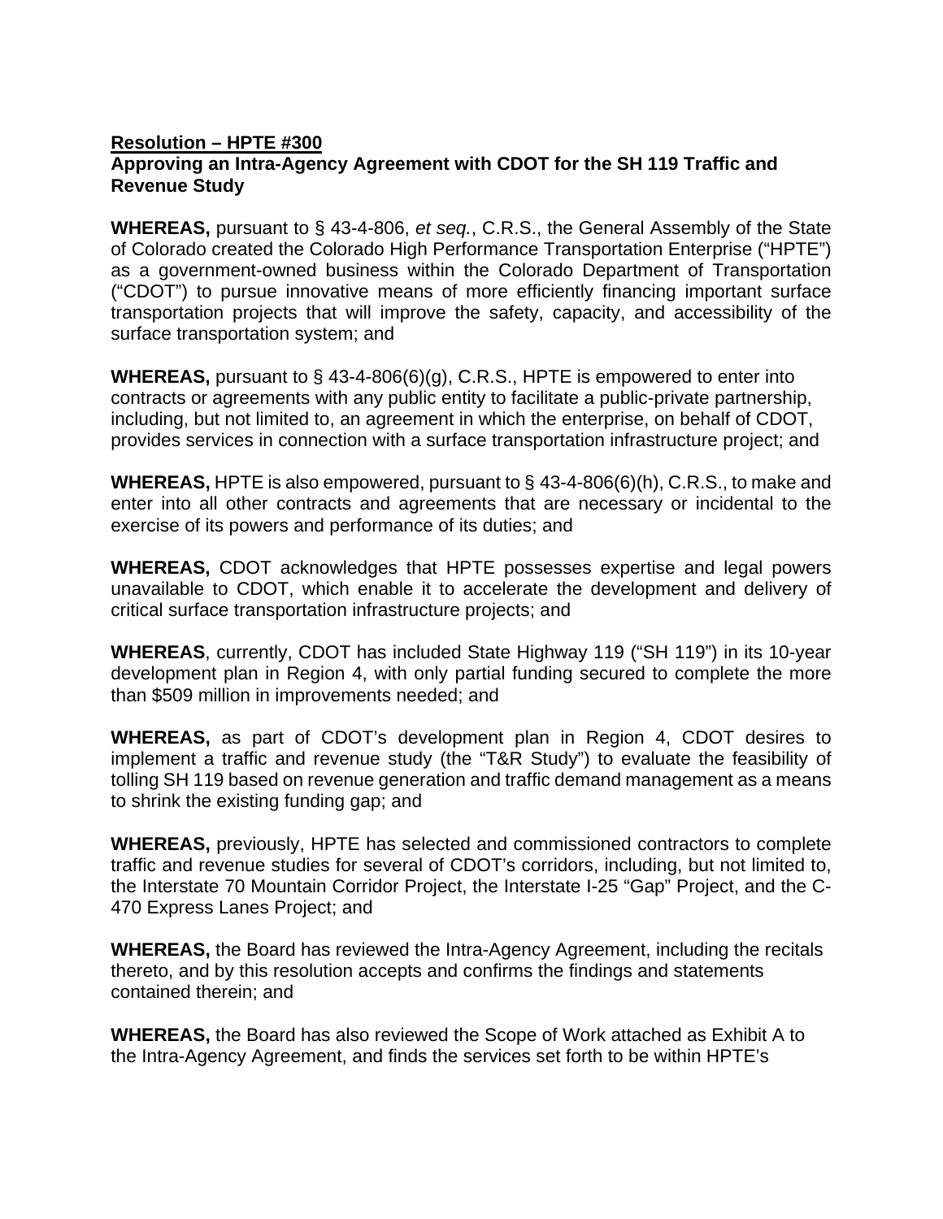**Resolution – HPTE #300**

**Approving an Intra-Agency Agreement with CDOT for the SH 119 Traffic and Revenue Study**

**WHEREAS,** pursuant to § 43-4-806, *et seq.*, C.R.S., the General Assembly of the State of Colorado created the Colorado High Performance Transportation Enterprise ("HPTE") as a government-owned business within the Colorado Department of Transportation ("CDOT") to pursue innovative means of more efficiently financing important surface transportation projects that will improve the safety, capacity, and accessibility of the surface transportation system; and

**WHEREAS,** pursuant to § 43-4-806(6)(g), C.R.S., HPTE is empowered to enter into contracts or agreements with any public entity to facilitate a public-private partnership, including, but not limited to, an agreement in which the enterprise, on behalf of CDOT, provides services in connection with a surface transportation infrastructure project; and

**WHEREAS,** HPTE is also empowered, pursuant to § 43-4-806(6)(h), C.R.S., to make and enter into all other contracts and agreements that are necessary or incidental to the exercise of its powers and performance of its duties; and

**WHEREAS,** CDOT acknowledges that HPTE possesses expertise and legal powers unavailable to CDOT, which enable it to accelerate the development and delivery of critical surface transportation infrastructure projects; and

**WHEREAS**, currently, CDOT has included State Highway 119 ("SH 119") in its 10-year development plan in Region 4, with only partial funding secured to complete the more than $509 million in improvements needed; and

**WHEREAS,** as part of CDOT's development plan in Region 4, CDOT desires to implement a traffic and revenue study (the "T&R Study") to evaluate the feasibility of tolling SH 119 based on revenue generation and traffic demand management as a means to shrink the existing funding gap; and

**WHEREAS,** previously, HPTE has selected and commissioned contractors to complete traffic and revenue studies for several of CDOT's corridors, including, but not limited to, the Interstate 70 Mountain Corridor Project, the Interstate I-25 "Gap" Project, and the C-470 Express Lanes Project; and

**WHEREAS,** the Board has reviewed the Intra-Agency Agreement, including the recitals thereto, and by this resolution accepts and confirms the findings and statements contained therein; and

**WHEREAS,** the Board has also reviewed the Scope of Work attached as Exhibit A to the Intra-Agency Agreement, and finds the services set forth to be within HPTE's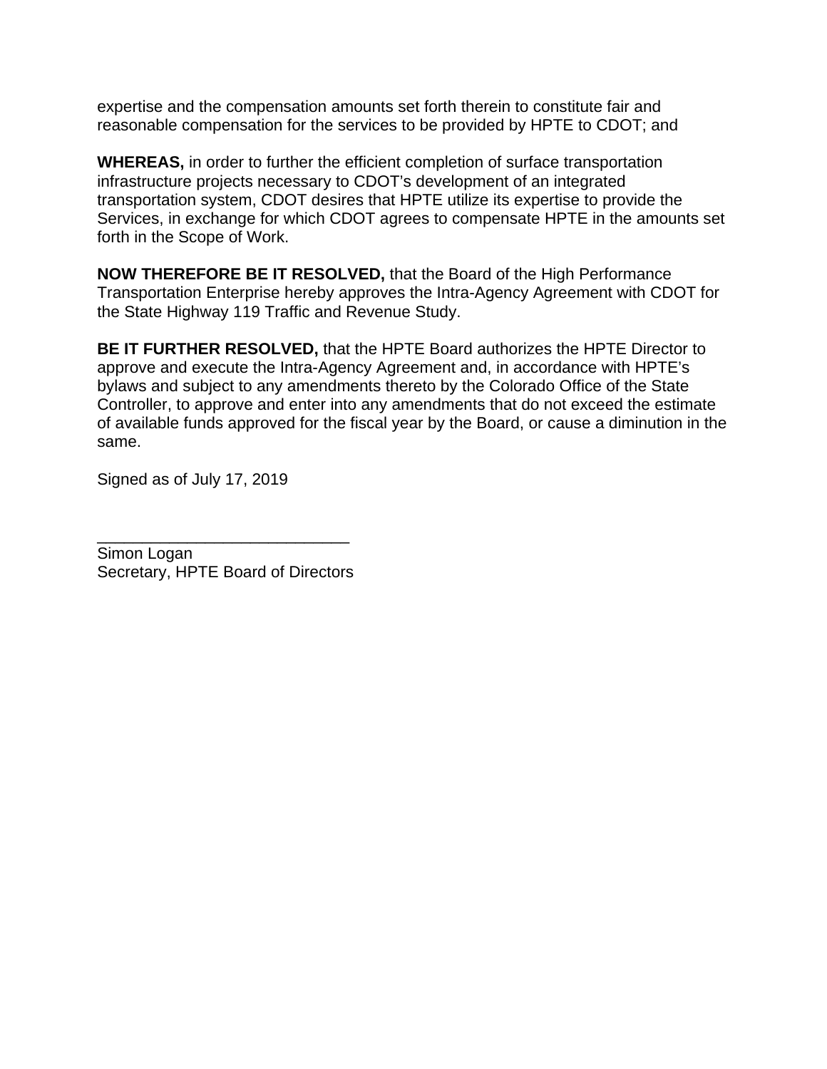expertise and the compensation amounts set forth therein to constitute fair and reasonable compensation for the services to be provided by HPTE to CDOT; and

**WHEREAS,** in order to further the efficient completion of surface transportation infrastructure projects necessary to CDOT's development of an integrated transportation system, CDOT desires that HPTE utilize its expertise to provide the Services, in exchange for which CDOT agrees to compensate HPTE in the amounts set forth in the Scope of Work.

**NOW THEREFORE BE IT RESOLVED,** that the Board of the High Performance Transportation Enterprise hereby approves the Intra-Agency Agreement with CDOT for the State Highway 119 Traffic and Revenue Study.

**BE IT FURTHER RESOLVED,** that the HPTE Board authorizes the HPTE Director to approve and execute the Intra-Agency Agreement and, in accordance with HPTE's bylaws and subject to any amendments thereto by the Colorado Office of the State Controller, to approve and enter into any amendments that do not exceed the estimate of available funds approved for the fiscal year by the Board, or cause a diminution in the same.

Signed as of July 17, 2019

_____________________________
Simon Logan
Secretary, HPTE Board of Directors